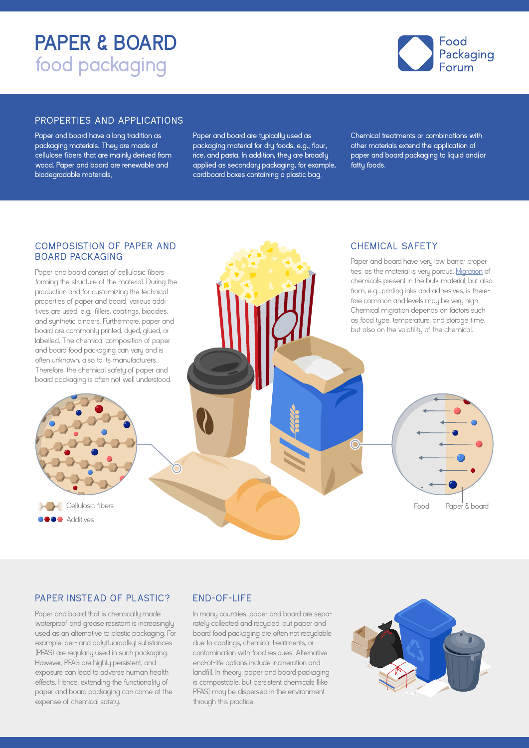# PAPER & BOARD food packaging

Food Packaging Forum

## PROPERTIES AND APPLICATIONS

Paper and board have a long tradition as packaging materials. They are made of cellulose fibers that are mainly derived from wood. Paper and board are renewable and biodegradable materials.

Paper and board are typically used as packaging material for dry foods, e.g., flour, rice, and pasta. In addition, they are broadly applied as secondary packaging, for example, cardboard boxes containing a plastic bag.

Chemical treatments or combinations with other materials extend the application of paper and board packaging to liquid and/or fatty foods.

## COMPOSISTION OF PAPER AND BOARD PACKAGING

Paper and board consist of cellulosic fibers forming the structure of the material. During the production and for customizing the technical properties of paper and board, various additives are used, e.g., fillers, coatings, biocides, and synthetic binders. Furthermore, paper and board are commonly printed, dyed, glued, or labelled. The chemical composition of paper and board food packaging can vary and is often unknown, also to its manufacturers. Therefore, the chemical safety of paper and board packaging is often not well understood.

Cellulosic fibers

Additives

## CHEMICAL SAFETY

Paper and board have very low barrier properties, as the material is very porous. Migration of chemicals present in the bulk material, but also from, e.g., printing inks and adhesives, is therefore common and levels may be very high. Chemical migration depends on factors such as food type, temperature, and storage time, but also on the volatility of the chemical.

Food

Paper & board

## PAPER INSTEAD OF PLASTIC?

Paper and board that is chemically made waterproof and grease resistant is increasingly used as an alternative to plastic packaging. For example, per- and polyfluoroalkyl substances (PFAS) are regularly used in such packaging. However, PFAS are highly persistent, and exposure can lead to adverse human health effects. Hence, extending the functionality of paper and board packaging can come at the expense of chemical safety.

## END-OF-LIFE

In many countries, paper and board are separately collected and recycled, but paper and board food packaging are often not recyclable due to coatings, chemical treatments, or contamination with food residues. Alternative end-of-life options include incineration and landfill. In theory, paper and board packaging is compostable, but persistent chemicals (like PFAS) may be dispersed in the environment through this practice.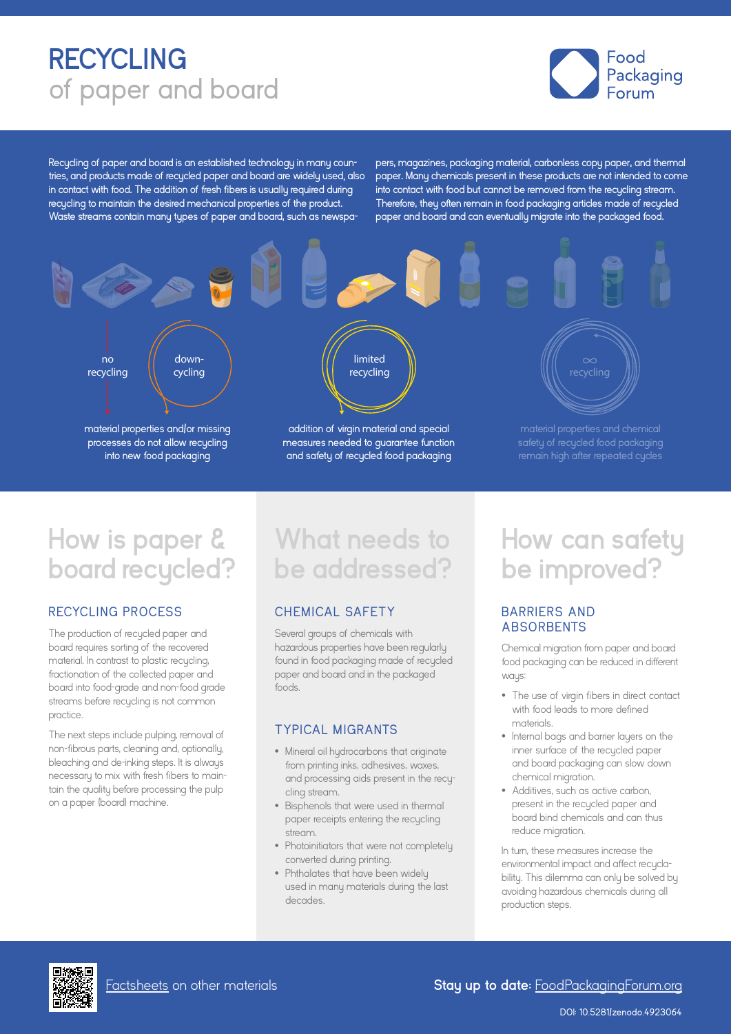# RECYCLING of paper and board

Food Packaging Forum

Recycling of paper and board is an established technology in many countries, and products made of recycled paper and board are widely used, also in contact with food. The addition of fresh fibers is usually required during recycling to maintain the desired mechanical properties of the product. Waste streams contain many types of paper and board, such as newspapers, magazines, packaging material, carbonless copy paper, and thermal paper. Many chemicals present in these products are not intended to come into contact with food but cannot be removed from the recycling stream. Therefore, they often remain in food packaging articles made of recycled paper and board and can eventually migrate into the packaged food.

no recycling

down-cycling

material properties and/or missing processes do not allow recycling into new food packaging

limited recycling

addition of virgin material and special measures needed to guarantee function and safety of recycled food packaging

∞ recycling

material properties and chemical safety of recycled food packaging remain high after repeated cycles

## How is paper & board recycled?

### RECYCLING PROCESS

The production of recycled paper and board requires sorting of the recovered material. In contrast to plastic recycling, fractionation of the collected paper and board into food-grade and non-food grade streams before recycling is not common practice.

The next steps include pulping, removal of non-fibrous parts, cleaning and, optionally, bleaching and de-inking steps. It is always necessary to mix with fresh fibers to maintain the quality before processing the pulp on a paper (board) machine.

## What needs to be addressed?

### CHEMICAL SAFETY

Several groups of chemicals with hazardous properties have been regularly found in food packaging made of recycled paper and board and in the packaged foods.

### TYPICAL MIGRANTS

- Mineral oil hydrocarbons that originate from printing inks, adhesives, waxes, and processing aids present in the recycling stream.
- Bisphenols that were used in thermal paper receipts entering the recycling stream.
- Photoinitiators that were not completely converted during printing.
- Phthalates that have been widely used in many materials during the last decades.

## How can safety be improved?

### BARRIERS AND ABSORBENTS

Chemical migration from paper and board food packaging can be reduced in different ways:

- The use of virgin fibers in direct contact with food leads to more defined materials.
- Internal bags and barrier layers on the inner surface of the recycled paper and board packaging can slow down chemical migration.
- Additives, such as active carbon, present in the recycled paper and board bind chemicals and can thus reduce migration.

In turn, these measures increase the environmental impact and affect recyclability. This dilemma can only be solved by avoiding hazardous chemicals during all production steps.

Factsheets on other materials

**Stay up to date:** FoodPackagingForum.org

DOI: 10.5281/zenodo.4923064